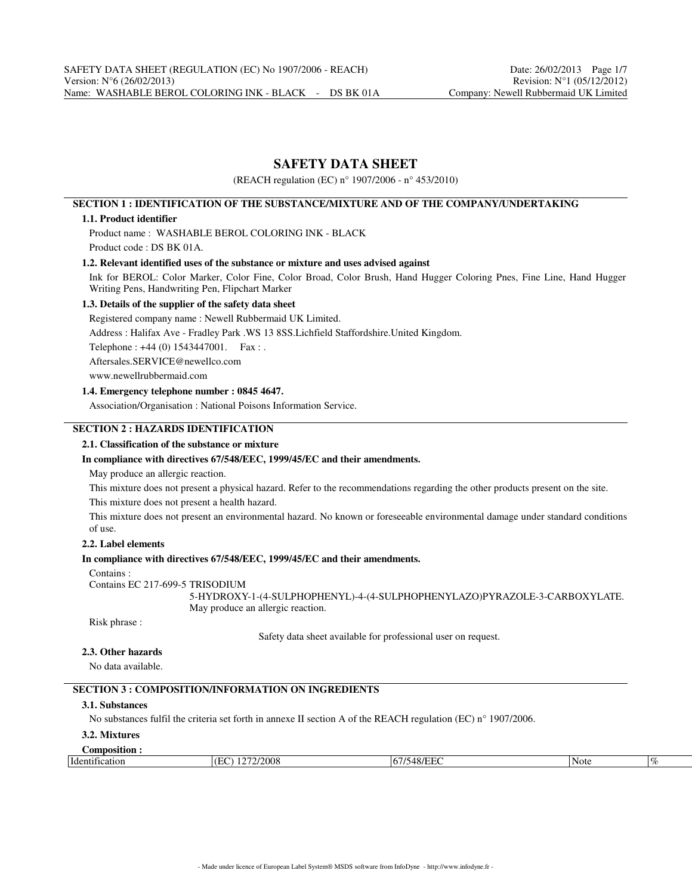# SAFETY DATA SHEET

(REACH regulation (EC) n° 1907/2006 - n° 453/2010)

## SECTION 1 : IDENTIFICATION OF THE SUBSTANCE/MIXTURE AND OF THE COMPANY/UNDERTAKING

### 1.1. Product identifier

Product name : WASHABLE BEROL COLORING INK - BLACK

Product code : DS BK 01A.

### 1.2. Relevant identified uses of the substance or mixture and uses advised against

Ink for BEROL: Color Marker, Color Fine, Color Broad, Color Brush, Hand Hugger Coloring Pnes, Fine Line, Hand Hugger Writing Pens, Handwriting Pen, Flipchart Marker

### 1.3. Details of the supplier of the safety data sheet

Registered company name : Newell Rubbermaid UK Limited.

Address : Halifax Ave - Fradley Park .WS 13 8SS.Lichfield Staffordshire.United Kingdom.

Telephone : +44 (0) 1543447001. Fax : .

Aftersales.SERVICE@newellco.com

www.newellrubbermaid.com

### 1.4. Emergency telephone number : 0845 4647.

Association/Organisation : National Poisons Information Service.

## SECTION 2 : HAZARDS IDENTIFICATION

### 2.1. Classification of the substance or mixture

**In compliance with directives 67/548/EEC, 1999/45/EC and their amendments.**

May produce an allergic reaction.

This mixture does not present a physical hazard. Refer to the recommendations regarding the other products present on the site.

This mixture does not present a health hazard.

This mixture does not present an environmental hazard. No known or foreseeable environmental damage under standard conditions of use.

### 2.2. Label elements

**In compliance with directives 67/548/EEC, 1999/45/EC and their amendments.**

Contains :

Contains EC 217-699-5 TRISODIUM 5-HYDROXY-1-(4-SULPHOPHENYL)-4-(4-SULPHOPHENYLAZO)PYRAZOLE-3-CARBOXYLATE. May produce an allergic reaction.

Risk phrase :

Safety data sheet available for professional user on request.

### 2.3. Other hazards

No data available.

## SECTION 3 : COMPOSITION/INFORMATION ON INGREDIENTS

### 3.1. Substances

No substances fulfil the criteria set forth in annexe II section A of the REACH regulation (EC) n° 1907/2006.

### 3.2. Mixtures

**Composition :**

| Identification | (EC) 1272/2008 | 67/548/EEC | Note | % |
|---|---|---|---|---|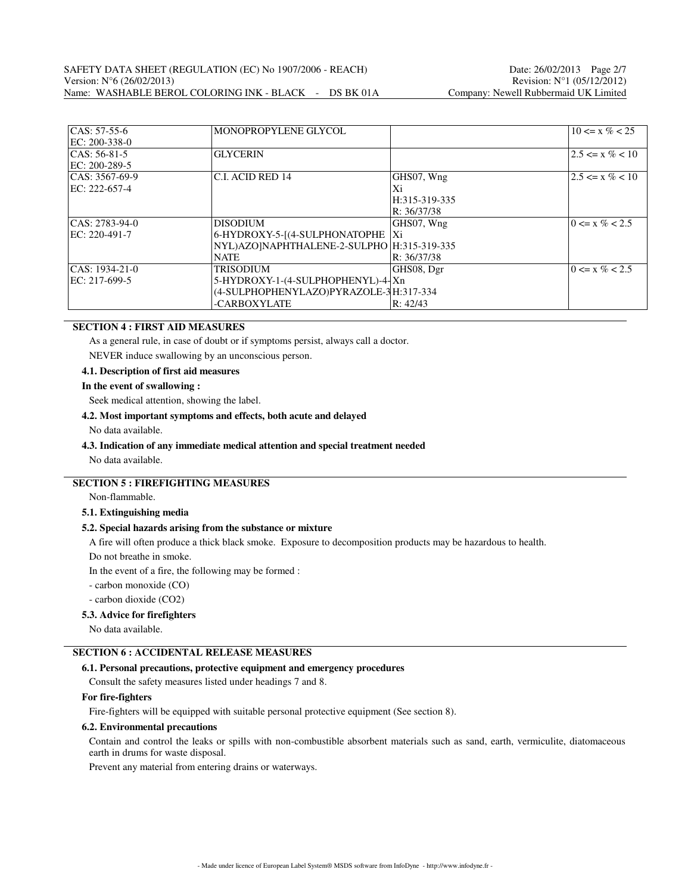| | | | |
|---|---|---|---|
| CAS: 57-55-6<br>EC: 200-338-0 | MONOPROPYLENE GLYCOL | | 10 <= x % < 25 |
| CAS: 56-81-5<br>EC: 200-289-5 | GLYCERIN | | 2.5 <= x % < 10 |
| CAS: 3567-69-9<br>EC: 222-657-4 | C.I. ACID RED 14 | GHS07, Wng<br>Xi<br>H:315-319-335<br>R: 36/37/38 | 2.5 <= x % < 10 |
| CAS: 2783-94-0<br>EC: 220-491-7 | DISODIUM 6-HYDROXY-5-[(4-SULPHONATOPHENYL)AZO]NAPHTHALENE-2-SULPHONATE | GHS07, Wng<br>Xi<br>H:315-319-335<br>R: 36/37/38 | 0 <= x % < 2.5 |
| CAS: 1934-21-0<br>EC: 217-699-5 | TRISODIUM 5-HYDROXY-1-(4-SULPHOPHENYL)-4-(4-SULPHOPHENYLAZO)PYRAZOLE-3-CARBOXYLATE | GHS08, Dgr<br>Xn<br>H:317-334<br>R: 42/43 | 0 <= x % < 2.5 |

## SECTION 4 : FIRST AID MEASURES

As a general rule, in case of doubt or if symptoms persist, always call a doctor.

NEVER induce swallowing by an unconscious person.

### 4.1. Description of first aid measures

**In the event of swallowing :**

Seek medical attention, showing the label.

### 4.2. Most important symptoms and effects, both acute and delayed

No data available.

### 4.3. Indication of any immediate medical attention and special treatment needed

No data available.

## SECTION 5 : FIREFIGHTING MEASURES

Non-flammable.

### 5.1. Extinguishing media

### 5.2. Special hazards arising from the substance or mixture

A fire will often produce a thick black smoke. Exposure to decomposition products may be hazardous to health.

Do not breathe in smoke.

In the event of a fire, the following may be formed :

- carbon monoxide (CO)
- carbon dioxide ($CO_2$)

### 5.3. Advice for firefighters

No data available.

## SECTION 6 : ACCIDENTAL RELEASE MEASURES

### 6.1. Personal precautions, protective equipment and emergency procedures

Consult the safety measures listed under headings 7 and 8.

**For fire-fighters**

Fire-fighters will be equipped with suitable personal protective equipment (See section 8).

### 6.2. Environmental precautions

Contain and control the leaks or spills with non-combustible absorbent materials such as sand, earth, vermiculite, diatomaceous earth in drums for waste disposal.

Prevent any material from entering drains or waterways.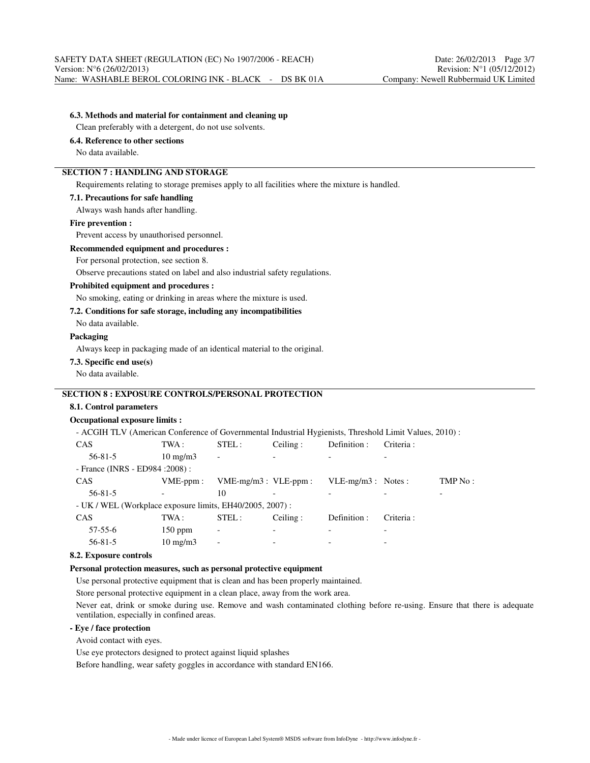#### 6.3. Methods and material for containment and cleaning up

Clean preferably with a detergent, do not use solvents.

#### 6.4. Reference to other sections

No data available.

## SECTION 7 : HANDLING AND STORAGE

Requirements relating to storage premises apply to all facilities where the mixture is handled.

#### 7.1. Precautions for safe handling

Always wash hands after handling.

**Fire prevention :**

Prevent access by unauthorised personnel.

**Recommended equipment and procedures :**

For personal protection, see section 8.

Observe precautions stated on label and also industrial safety regulations.

**Prohibited equipment and procedures :**

No smoking, eating or drinking in areas where the mixture is used.

#### 7.2. Conditions for safe storage, including any incompatibilities

No data available.

**Packaging**

Always keep in packaging made of an identical material to the original.

#### 7.3. Specific end use(s)

No data available.

## SECTION 8 : EXPOSURE CONTROLS/PERSONAL PROTECTION

#### 8.1. Control parameters

**Occupational exposure limits :**

- ACGIH TLV (American Conference of Governmental Industrial Hygienists, Threshold Limit Values, 2010) :

| CAS | TWA : | STEL : | Ceiling : | Definition : | Criteria : |
|---|---|---|---|---|---|
| 56-81-5 | 10 mg/m3 | - | - | - | - |

- France (INRS - ED984 :2008) :

| CAS | VME-ppm : | VME-mg/m3 : | VLE-ppm : | VLE-mg/m3 : | Notes : | TMP No : |
|---|---|---|---|---|---|---|
| 56-81-5 | - | 10 | - | - | - | - |

- UK / WEL (Workplace exposure limits, EH40/2005, 2007) :

| CAS | TWA : | STEL : | Ceiling : | Definition : | Criteria : |
|---|---|---|---|---|---|
| 57-55-6 | 150 ppm | - | - | - | - |
| 56-81-5 | 10 mg/m3 | - | - | - | - |

#### 8.2. Exposure controls

**Personal protection measures, such as personal protective equipment**

Use personal protective equipment that is clean and has been properly maintained.

Store personal protective equipment in a clean place, away from the work area.

Never eat, drink or smoke during use. Remove and wash contaminated clothing before re-using. Ensure that there is adequate ventilation, especially in confined areas.

**- Eye / face protection**

Avoid contact with eyes.

Use eye protectors designed to protect against liquid splashes

Before handling, wear safety goggles in accordance with standard EN166.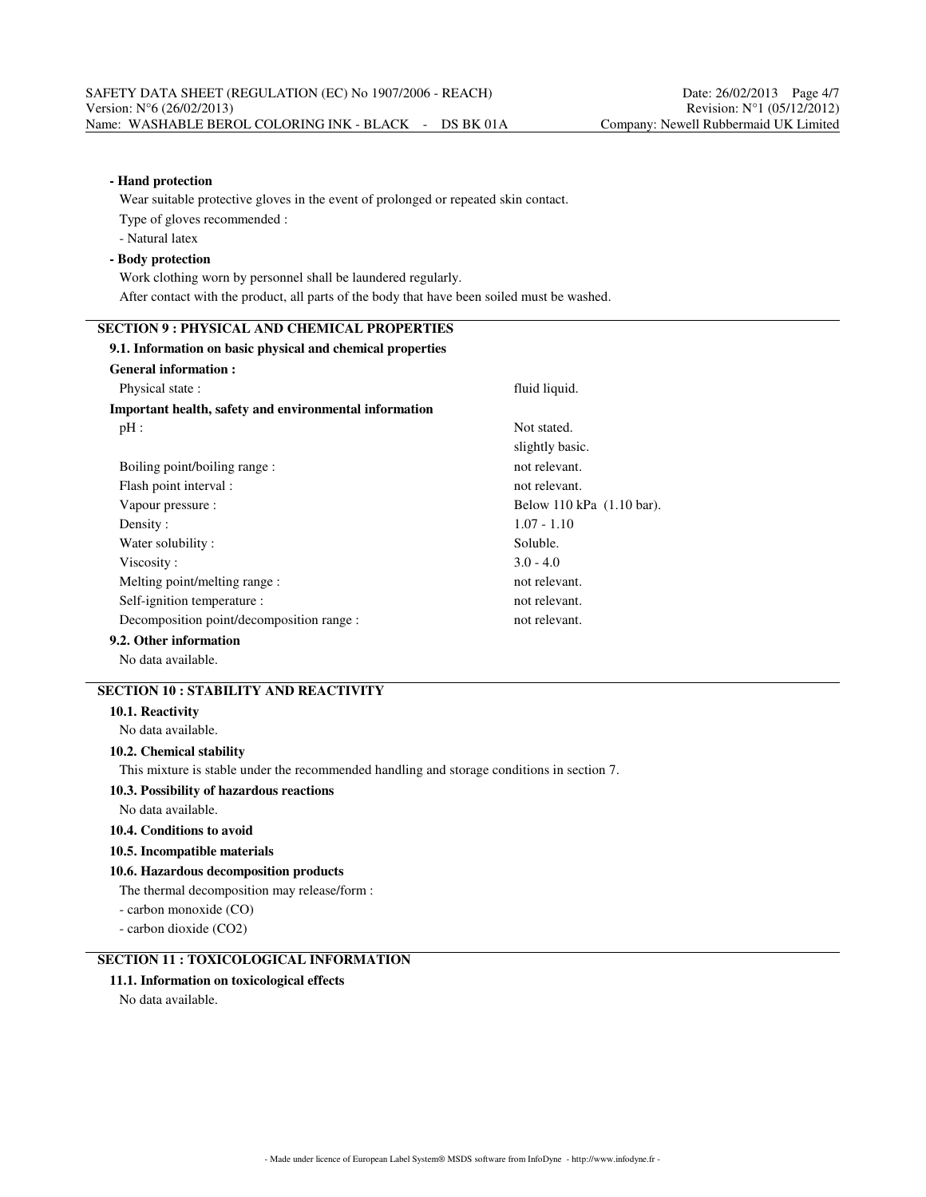**- Hand protection**

Wear suitable protective gloves in the event of prolonged or repeated skin contact.

Type of gloves recommended :

- Natural latex

**- Body protection**

Work clothing worn by personnel shall be laundered regularly.

After contact with the product, all parts of the body that have been soiled must be washed.

## SECTION 9 : PHYSICAL AND CHEMICAL PROPERTIES

### 9.1. Information on basic physical and chemical properties

**General information :**

| | |
|---|---|
| Physical state : | fluid liquid. |

**Important health, safety and environmental information**

| | |
|---|---|
| pH : | Not stated. |
| | slightly basic. |
| Boiling point/boiling range : | not relevant. |
| Flash point interval : | not relevant. |
| Vapour pressure : | Below 110 kPa (1.10 bar). |
| Density : | 1.07 - 1.10 |
| Water solubility : | Soluble. |
| Viscosity : | 3.0 - 4.0 |
| Melting point/melting range : | not relevant. |
| Self-ignition temperature : | not relevant. |
| Decomposition point/decomposition range : | not relevant. |

### 9.2. Other information

No data available.

## SECTION 10 : STABILITY AND REACTIVITY

### 10.1. Reactivity

No data available.

### 10.2. Chemical stability

This mixture is stable under the recommended handling and storage conditions in section 7.

### 10.3. Possibility of hazardous reactions

No data available.

### 10.4. Conditions to avoid

### 10.5. Incompatible materials

### 10.6. Hazardous decomposition products

The thermal decomposition may release/form :

- carbon monoxide (CO)
- carbon dioxide ($CO_2$)

## SECTION 11 : TOXICOLOGICAL INFORMATION

### 11.1. Information on toxicological effects

No data available.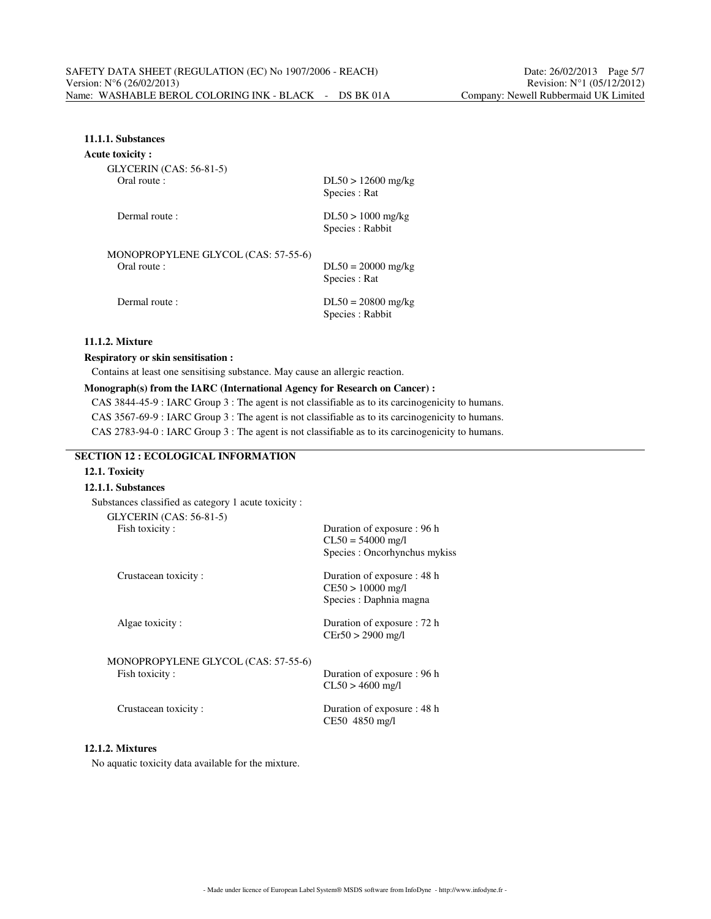#### 11.1.1. Substances

**Acute toxicity :**

GLYCERIN (CAS: 56-81-5)

| | |
|---|---|
| Oral route : | DL50 > 12600 mg/kg<br>Species : Rat |
| Dermal route : | DL50 > 1000 mg/kg<br>Species : Rabbit |

MONOPROPYLENE GLYCOL (CAS: 57-55-6)

| | |
|---|---|
| Oral route : | DL50 = 20000 mg/kg<br>Species : Rat |
| Dermal route : | DL50 = 20800 mg/kg<br>Species : Rabbit |

#### 11.1.2. Mixture

**Respiratory or skin sensitisation :**

Contains at least one sensitising substance. May cause an allergic reaction.

**Monograph(s) from the IARC (International Agency for Research on Cancer) :**

CAS 3844-45-9 : IARC Group 3 : The agent is not classifiable as to its carcinogenicity to humans.

CAS 3567-69-9 : IARC Group 3 : The agent is not classifiable as to its carcinogenicity to humans.

CAS 2783-94-0 : IARC Group 3 : The agent is not classifiable as to its carcinogenicity to humans.

## SECTION 12 : ECOLOGICAL INFORMATION

### 12.1. Toxicity

#### 12.1.1. Substances

Substances classified as category 1 acute toxicity :

GLYCERIN (CAS: 56-81-5)

| | |
|---|---|
| Fish toxicity : | Duration of exposure : 96 h<br>CL50 = 54000 mg/l<br>Species : Oncorhynchus mykiss |
| Crustacean toxicity : | Duration of exposure : 48 h<br>CE50 > 10000 mg/l<br>Species : Daphnia magna |
| Algae toxicity : | Duration of exposure : 72 h<br>CEr50 > 2900 mg/l |

MONOPROPYLENE GLYCOL (CAS: 57-55-6)

| | |
|---|---|
| Fish toxicity : | Duration of exposure : 96 h<br>CL50 > 4600 mg/l |
| Crustacean toxicity : | Duration of exposure : 48 h<br>CE50 4850 mg/l |

#### 12.1.2. Mixtures

No aquatic toxicity data available for the mixture.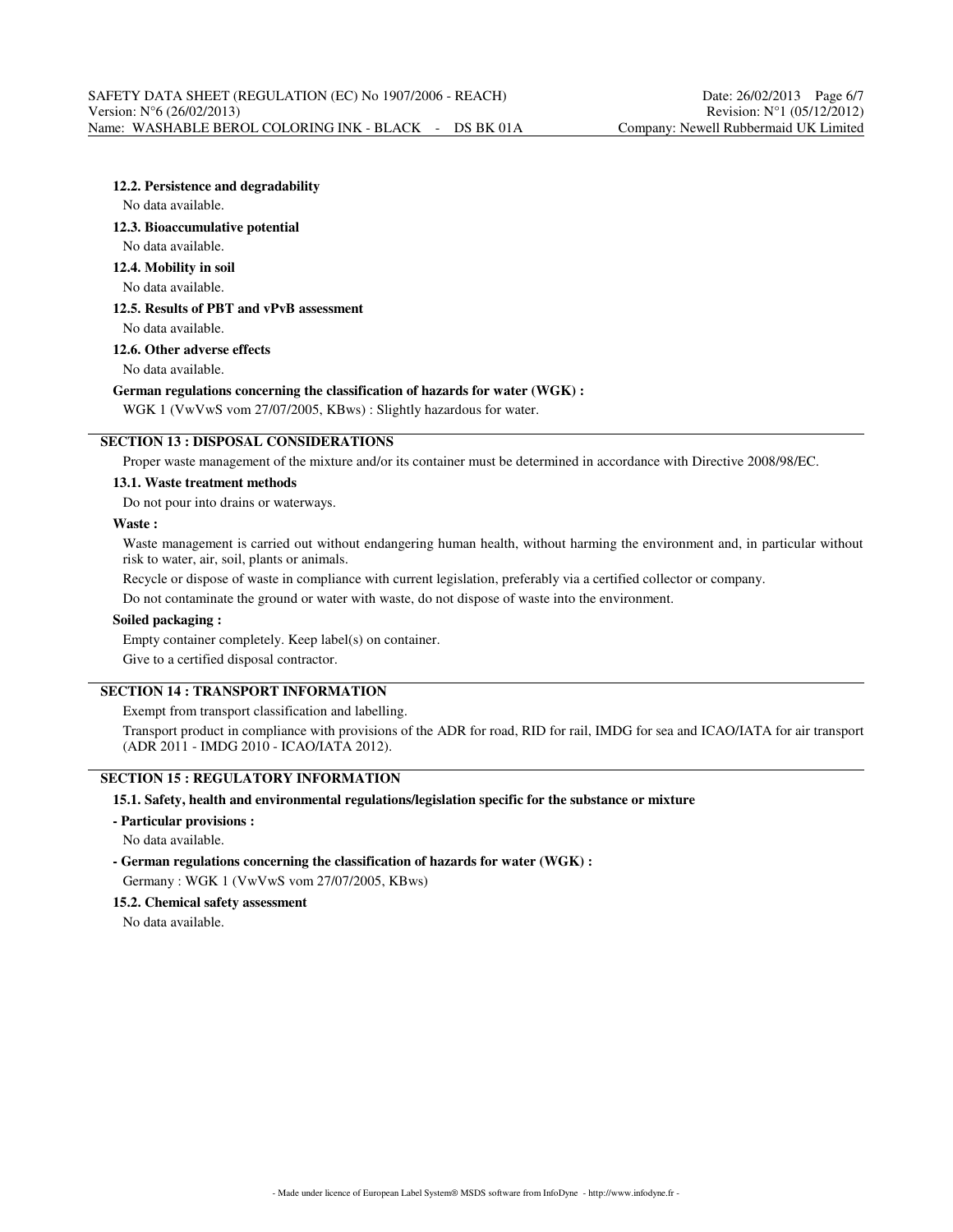### 12.2. Persistence and degradability

No data available.

### 12.3. Bioaccumulative potential

No data available.

### 12.4. Mobility in soil

No data available.

### 12.5. Results of PBT and vPvB assessment

No data available.

### 12.6. Other adverse effects

No data available.

**German regulations concerning the classification of hazards for water (WGK) :**

WGK 1 (VwVwS vom 27/07/2005, KBws) : Slightly hazardous for water.

## SECTION 13 : DISPOSAL CONSIDERATIONS

Proper waste management of the mixture and/or its container must be determined in accordance with Directive 2008/98/EC.

### 13.1. Waste treatment methods

Do not pour into drains or waterways.

**Waste :**

Waste management is carried out without endangering human health, without harming the environment and, in particular without risk to water, air, soil, plants or animals.

Recycle or dispose of waste in compliance with current legislation, preferably via a certified collector or company.

Do not contaminate the ground or water with waste, do not dispose of waste into the environment.

**Soiled packaging :**

Empty container completely. Keep label(s) on container.

Give to a certified disposal contractor.

## SECTION 14 : TRANSPORT INFORMATION

Exempt from transport classification and labelling.

Transport product in compliance with provisions of the ADR for road, RID for rail, IMDG for sea and ICAO/IATA for air transport (ADR 2011 - IMDG 2010 - ICAO/IATA 2012).

## SECTION 15 : REGULATORY INFORMATION

### 15.1. Safety, health and environmental regulations/legislation specific for the substance or mixture

**- Particular provisions :**

No data available.

**- German regulations concerning the classification of hazards for water (WGK) :**

Germany : WGK 1 (VwVwS vom 27/07/2005, KBws)

### 15.2. Chemical safety assessment

No data available.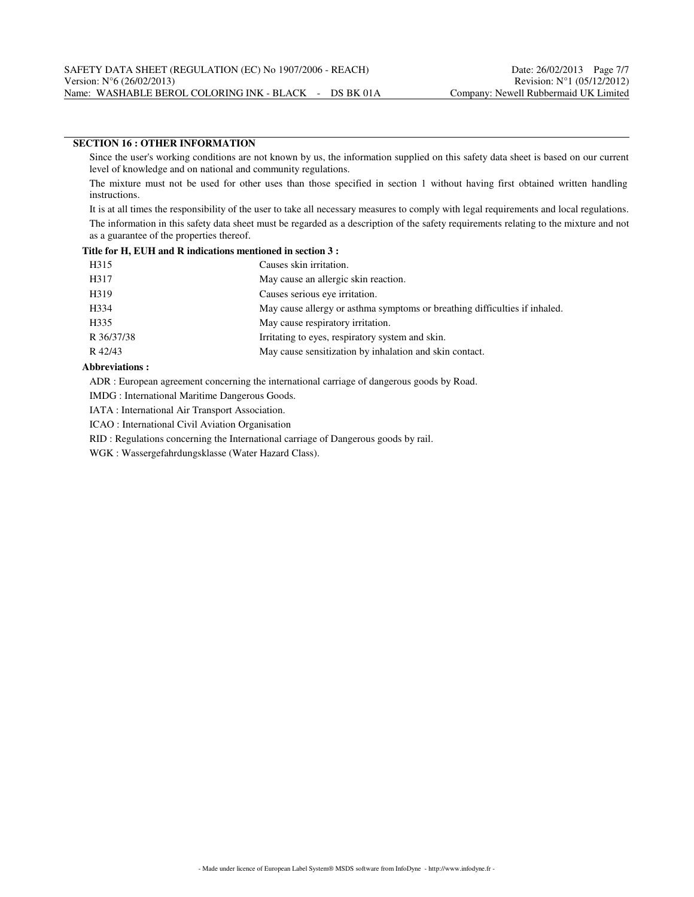## SECTION 16 : OTHER INFORMATION

Since the user's working conditions are not known by us, the information supplied on this safety data sheet is based on our current level of knowledge and on national and community regulations.

The mixture must not be used for other uses than those specified in section 1 without having first obtained written handling instructions.

It is at all times the responsibility of the user to take all necessary measures to comply with legal requirements and local regulations.

The information in this safety data sheet must be regarded as a description of the safety requirements relating to the mixture and not as a guarantee of the properties thereof.

**Title for H, EUH and R indications mentioned in section 3 :**

| | |
|---|---|
| H315 | Causes skin irritation. |
| H317 | May cause an allergic skin reaction. |
| H319 | Causes serious eye irritation. |
| H334 | May cause allergy or asthma symptoms or breathing difficulties if inhaled. |
| H335 | May cause respiratory irritation. |
| R 36/37/38 | Irritating to eyes, respiratory system and skin. |
| R 42/43 | May cause sensitization by inhalation and skin contact. |

**Abbreviations :**

ADR : European agreement concerning the international carriage of dangerous goods by Road.

IMDG : International Maritime Dangerous Goods.

IATA : International Air Transport Association.

ICAO : International Civil Aviation Organisation

RID : Regulations concerning the International carriage of Dangerous goods by rail.

WGK : Wassergefahrdungsklasse (Water Hazard Class).